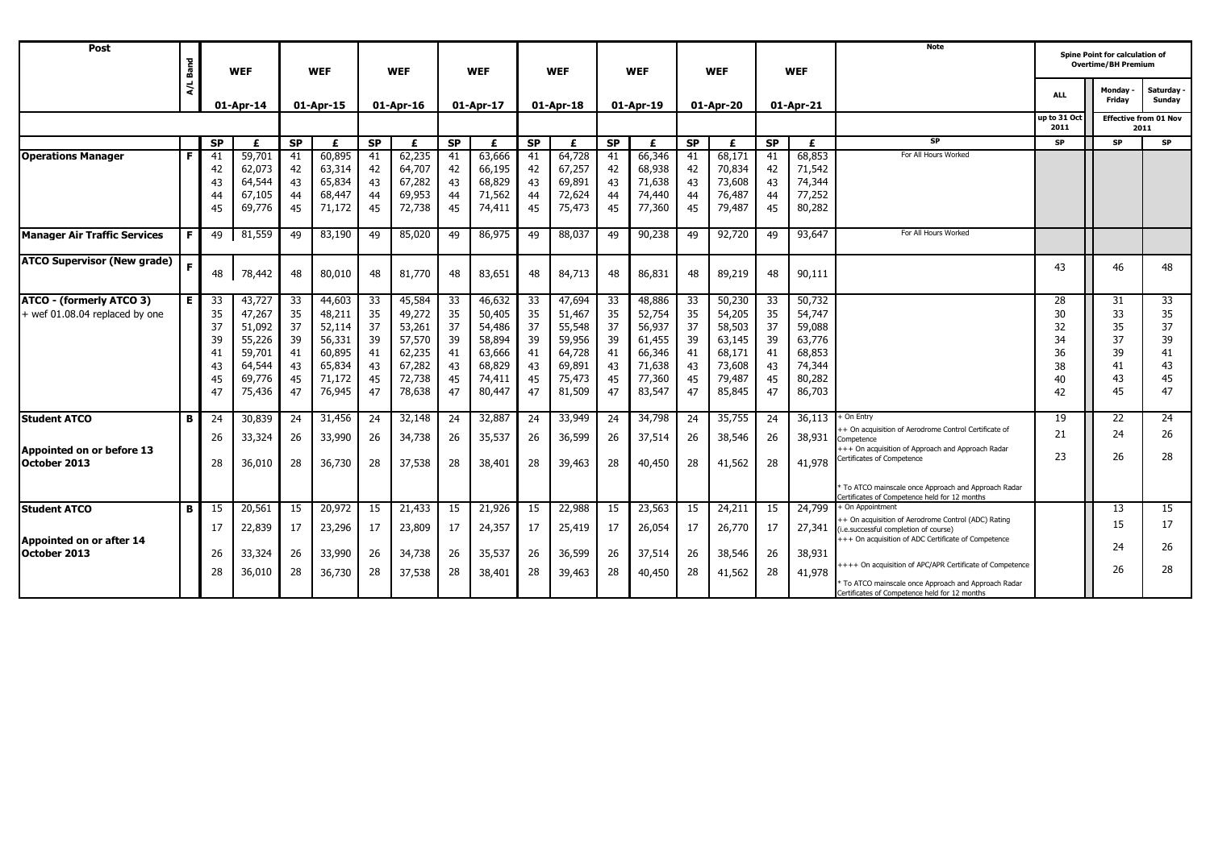| Post | A/L Band | WEF 01-Apr-14 | | WEF 01-Apr-15 | | WEF 01-Apr-16 | | WEF 01-Apr-17 | | WEF 01-Apr-18 | | WEF 01-Apr-19 | | WEF 01-Apr-20 | | WEF 01-Apr-21 | | Note | Spine Point for calculation of Overtime/BH Premium: ALL up to 31 Oct 2011 | Monday - Friday (Effective from 01 Nov 2011) | Saturday - Sunday (Effective from 01 Nov 2011) |
|---|---|---|---|---|---|---|---|---|---|---|---|---|---|---|---|---|---|---|---|---|---|
| | | SP | £ | SP | £ | SP | £ | SP | £ | SP | £ | SP | £ | SP | £ | SP | £ | SP | SP | SP | SP |
| **Operations Manager** | F | 41 | 59,701 | 41 | 60,895 | 41 | 62,235 | 41 | 63,666 | 41 | 64,728 | 41 | 66,346 | 41 | 68,171 | 41 | 68,853 | For All Hours Worked | | | |
| | | 42 | 62,073 | 42 | 63,314 | 42 | 64,707 | 42 | 66,195 | 42 | 67,257 | 42 | 68,938 | 42 | 70,834 | 42 | 71,542 | | | | |
| | | 43 | 64,544 | 43 | 65,834 | 43 | 67,282 | 43 | 68,829 | 43 | 69,891 | 43 | 71,638 | 43 | 73,608 | 43 | 74,344 | | | | |
| | | 44 | 67,105 | 44 | 68,447 | 44 | 69,953 | 44 | 71,562 | 44 | 72,624 | 44 | 74,440 | 44 | 76,487 | 44 | 77,252 | | | | |
| | | 45 | 69,776 | 45 | 71,172 | 45 | 72,738 | 45 | 74,411 | 45 | 75,473 | 45 | 77,360 | 45 | 79,487 | 45 | 80,282 | | | | |
| **Manager Air Traffic Services** | F | 49 | 81,559 | 49 | 83,190 | 49 | 85,020 | 49 | 86,975 | 49 | 88,037 | 49 | 90,238 | 49 | 92,720 | 49 | 93,647 | For All Hours Worked | | | |
| **ATCO Supervisor (New grade)** | F | 48 | 78,442 | 48 | 80,010 | 48 | 81,770 | 48 | 83,651 | 48 | 84,713 | 48 | 86,831 | 48 | 89,219 | 48 | 90,111 | | 43 | 46 | 48 |
| **ATCO - (formerly ATCO 3)** + wef 01.08.04 replaced by one | E | 33 | 43,727 | 33 | 44,603 | 33 | 45,584 | 33 | 46,632 | 33 | 47,694 | 33 | 48,886 | 33 | 50,230 | 33 | 50,732 | | 28 | 31 | 33 |
| | | 35 | 47,267 | 35 | 48,211 | 35 | 49,272 | 35 | 50,405 | 35 | 51,467 | 35 | 52,754 | 35 | 54,205 | 35 | 54,747 | | 30 | 33 | 35 |
| | | 37 | 51,092 | 37 | 52,114 | 37 | 53,261 | 37 | 54,486 | 37 | 55,548 | 37 | 56,937 | 37 | 58,503 | 37 | 59,088 | | 32 | 35 | 37 |
| | | 39 | 55,226 | 39 | 56,331 | 39 | 57,570 | 39 | 58,894 | 39 | 59,956 | 39 | 61,455 | 39 | 63,145 | 39 | 63,776 | | 34 | 37 | 39 |
| | | 41 | 59,701 | 41 | 60,895 | 41 | 62,235 | 41 | 63,666 | 41 | 64,728 | 41 | 66,346 | 41 | 68,171 | 41 | 68,853 | | 36 | 39 | 41 |
| | | 43 | 64,544 | 43 | 65,834 | 43 | 67,282 | 43 | 68,829 | 43 | 69,891 | 43 | 71,638 | 43 | 73,608 | 43 | 74,344 | | 38 | 41 | 43 |
| | | 45 | 69,776 | 45 | 71,172 | 45 | 72,738 | 45 | 74,411 | 45 | 75,473 | 45 | 77,360 | 45 | 79,487 | 45 | 80,282 | | 40 | 43 | 45 |
| | | 47 | 75,436 | 47 | 76,945 | 47 | 78,638 | 47 | 80,447 | 47 | 81,509 | 47 | 83,547 | 47 | 85,845 | 47 | 86,703 | | 42 | 45 | 47 |
| **Student ATCO** | B | 24 | 30,839 | 24 | 31,456 | 24 | 32,148 | 24 | 32,887 | 24 | 33,949 | 24 | 34,798 | 24 | 35,755 | 24 | 36,113 | + On Entry | 19 | 22 | 24 |
| | | 26 | 33,324 | 26 | 33,990 | 26 | 34,738 | 26 | 35,537 | 26 | 36,599 | 26 | 37,514 | 26 | 38,546 | 26 | 38,931 | ++ On acquisition of Aerodrome Control Certificate of Competence | 21 | 24 | 26 |
| **Appointed on or before 13 October 2013** | | 28 | 36,010 | 28 | 36,730 | 28 | 37,538 | 28 | 38,401 | 28 | 39,463 | 28 | 40,450 | 28 | 41,562 | 28 | 41,978 | +++ On acquisition of Approach and Approach Radar Certificates of Competence | 23 | 26 | 28 |
| | | | | | | | | | | | | | | | | | | * To ATCO mainscale once Approach and Approach Radar Certificates of Competence held for 12 months | | | |
| **Student ATCO** | B | 15 | 20,561 | 15 | 20,972 | 15 | 21,433 | 15 | 21,926 | 15 | 22,988 | 15 | 23,563 | 15 | 24,211 | 15 | 24,799 | + On Appointment | | 13 | 15 |
| | | 17 | 22,839 | 17 | 23,296 | 17 | 23,809 | 17 | 24,357 | 17 | 25,419 | 17 | 26,054 | 17 | 26,770 | 17 | 27,341 | ++ On acquisition of Aerodrome Control (ADC) Rating (i.e.successful completion of course) | | 15 | 17 |
| **Appointed on or after 14 October 2013** | | 26 | 33,324 | 26 | 33,990 | 26 | 34,738 | 26 | 35,537 | 26 | 36,599 | 26 | 37,514 | 26 | 38,546 | 26 | 38,931 | +++ On acquisition of ADC Certificate of Competence | | 24 | 26 |
| | | 28 | 36,010 | 28 | 36,730 | 28 | 37,538 | 28 | 38,401 | 28 | 39,463 | 28 | 40,450 | 28 | 41,562 | 28 | 41,978 | ++++ On acquisition of APC/APR Certificate of Competence | | 26 | 28 |
| | | | | | | | | | | | | | | | | | | * To ATCO mainscale once Approach and Approach Radar Certificates of Competence held for 12 months | | | |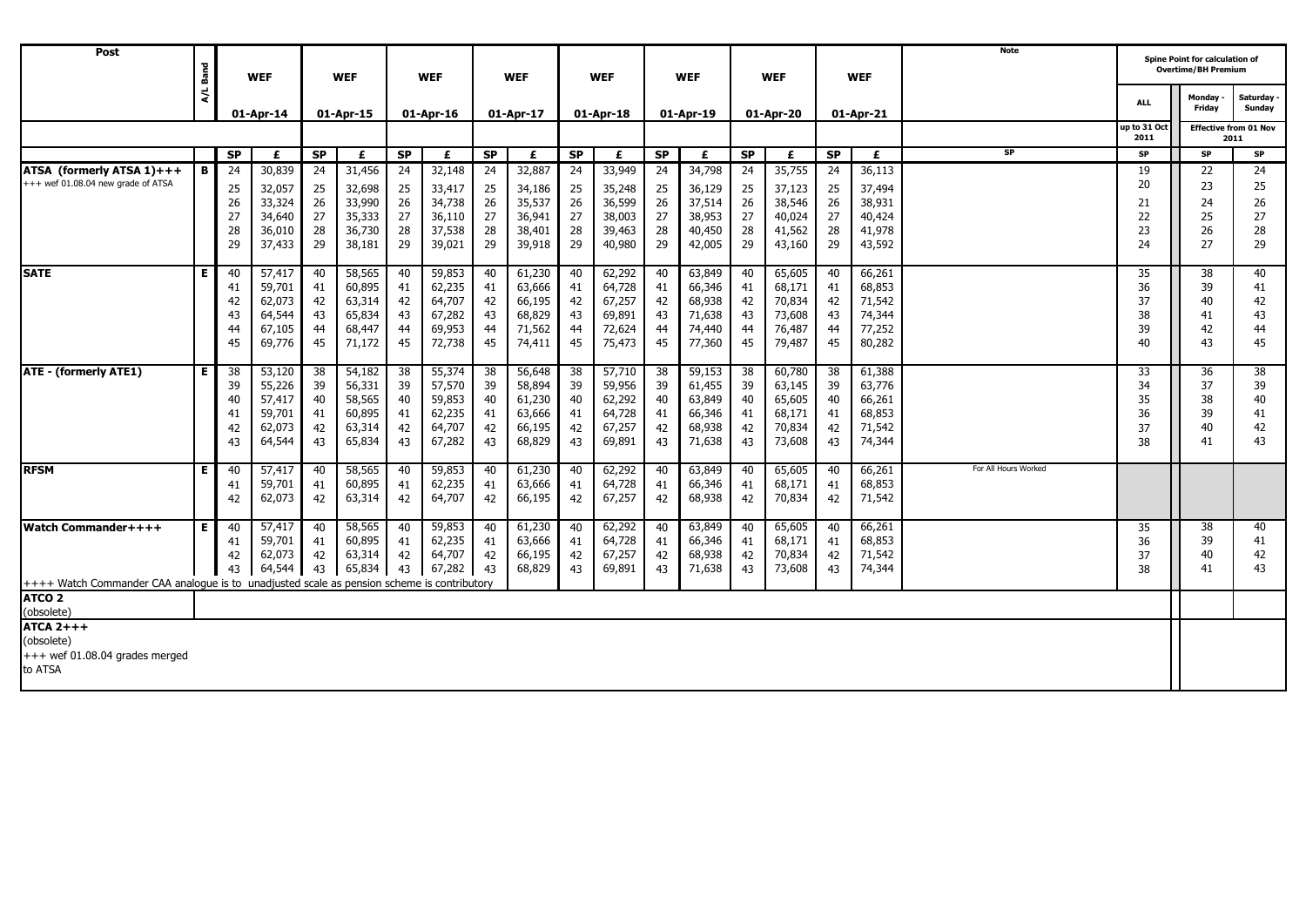| Post | A/L Band | WEF 01-Apr-14 | | WEF 01-Apr-15 | | WEF 01-Apr-16 | | WEF 01-Apr-17 | | WEF 01-Apr-18 | | WEF 01-Apr-19 | | WEF 01-Apr-20 | | WEF 01-Apr-21 | | Note | Spine Point for calculation of Overtime/BH Premium | | |
|---|---|---|---|---|---|---|---|---|---|---|---|---|---|---|---|---|---|---|---|---|---|
| | | | | | | | | | | | | | | | | | | | ALL | Monday - Friday | Saturday - Sunday |
| | | | | | | | | | | | | | | | | | | | up to 31 Oct 2011 | Effective from 01 Nov 2011 | |
| | | SP | £ | SP | £ | SP | £ | SP | £ | SP | £ | SP | £ | SP | £ | SP | £ | SP | SP | SP | SP |
| **ATSA (formerly ATSA 1)+++** | **B** | 24 | 30,839 | 24 | 31,456 | 24 | 32,148 | 24 | 32,887 | 24 | 33,949 | 24 | 34,798 | 24 | 35,755 | 24 | 36,113 | | 19 | 22 | 24 |
| +++ wef 01.08.04 new grade of ATSA | | 25 | 32,057 | 25 | 32,698 | 25 | 33,417 | 25 | 34,186 | 25 | 35,248 | 25 | 36,129 | 25 | 37,123 | 25 | 37,494 | | 20 | 23 | 25 |
| | | 26 | 33,324 | 26 | 33,990 | 26 | 34,738 | 26 | 35,537 | 26 | 36,599 | 26 | 37,514 | 26 | 38,546 | 26 | 38,931 | | 21 | 24 | 26 |
| | | 27 | 34,640 | 27 | 35,333 | 27 | 36,110 | 27 | 36,941 | 27 | 38,003 | 27 | 38,953 | 27 | 40,024 | 27 | 40,424 | | 22 | 25 | 27 |
| | | 28 | 36,010 | 28 | 36,730 | 28 | 37,538 | 28 | 38,401 | 28 | 39,463 | 28 | 40,450 | 28 | 41,562 | 28 | 41,978 | | 23 | 26 | 28 |
| | | 29 | 37,433 | 29 | 38,181 | 29 | 39,021 | 29 | 39,918 | 29 | 40,980 | 29 | 42,005 | 29 | 43,160 | 29 | 43,592 | | 24 | 27 | 29 |
| **SATE** | **E** | 40 | 57,417 | 40 | 58,565 | 40 | 59,853 | 40 | 61,230 | 40 | 62,292 | 40 | 63,849 | 40 | 65,605 | 40 | 66,261 | | 35 | 38 | 40 |
| | | 41 | 59,701 | 41 | 60,895 | 41 | 62,235 | 41 | 63,666 | 41 | 64,728 | 41 | 66,346 | 41 | 68,171 | 41 | 68,853 | | 36 | 39 | 41 |
| | | 42 | 62,073 | 42 | 63,314 | 42 | 64,707 | 42 | 66,195 | 42 | 67,257 | 42 | 68,938 | 42 | 70,834 | 42 | 71,542 | | 37 | 40 | 42 |
| | | 43 | 64,544 | 43 | 65,834 | 43 | 67,282 | 43 | 68,829 | 43 | 69,891 | 43 | 71,638 | 43 | 73,608 | 43 | 74,344 | | 38 | 41 | 43 |
| | | 44 | 67,105 | 44 | 68,447 | 44 | 69,953 | 44 | 71,562 | 44 | 72,624 | 44 | 74,440 | 44 | 76,487 | 44 | 77,252 | | 39 | 42 | 44 |
| | | 45 | 69,776 | 45 | 71,172 | 45 | 72,738 | 45 | 74,411 | 45 | 75,473 | 45 | 77,360 | 45 | 79,487 | 45 | 80,282 | | 40 | 43 | 45 |
| **ATE - (formerly ATE1)** | **E** | 38 | 53,120 | 38 | 54,182 | 38 | 55,374 | 38 | 56,648 | 38 | 57,710 | 38 | 59,153 | 38 | 60,780 | 38 | 61,388 | | 33 | 36 | 38 |
| | | 39 | 55,226 | 39 | 56,331 | 39 | 57,570 | 39 | 58,894 | 39 | 59,956 | 39 | 61,455 | 39 | 63,145 | 39 | 63,776 | | 34 | 37 | 39 |
| | | 40 | 57,417 | 40 | 58,565 | 40 | 59,853 | 40 | 61,230 | 40 | 62,292 | 40 | 63,849 | 40 | 65,605 | 40 | 66,261 | | 35 | 38 | 40 |
| | | 41 | 59,701 | 41 | 60,895 | 41 | 62,235 | 41 | 63,666 | 41 | 64,728 | 41 | 66,346 | 41 | 68,171 | 41 | 68,853 | | 36 | 39 | 41 |
| | | 42 | 62,073 | 42 | 63,314 | 42 | 64,707 | 42 | 66,195 | 42 | 67,257 | 42 | 68,938 | 42 | 70,834 | 42 | 71,542 | | 37 | 40 | 42 |
| | | 43 | 64,544 | 43 | 65,834 | 43 | 67,282 | 43 | 68,829 | 43 | 69,891 | 43 | 71,638 | 43 | 73,608 | 43 | 74,344 | | 38 | 41 | 43 |
| **RFSM** | **E** | 40 | 57,417 | 40 | 58,565 | 40 | 59,853 | 40 | 61,230 | 40 | 62,292 | 40 | 63,849 | 40 | 65,605 | 40 | 66,261 | For All Hours Worked | | | |
| | | 41 | 59,701 | 41 | 60,895 | 41 | 62,235 | 41 | 63,666 | 41 | 64,728 | 41 | 66,346 | 41 | 68,171 | 41 | 68,853 | | | | |
| | | 42 | 62,073 | 42 | 63,314 | 42 | 64,707 | 42 | 66,195 | 42 | 67,257 | 42 | 68,938 | 42 | 70,834 | 42 | 71,542 | | | | |
| **Watch Commander++++** | **E** | 40 | 57,417 | 40 | 58,565 | 40 | 59,853 | 40 | 61,230 | 40 | 62,292 | 40 | 63,849 | 40 | 65,605 | 40 | 66,261 | | 35 | 38 | 40 |
| | | 41 | 59,701 | 41 | 60,895 | 41 | 62,235 | 41 | 63,666 | 41 | 64,728 | 41 | 66,346 | 41 | 68,171 | 41 | 68,853 | | 36 | 39 | 41 |
| | | 42 | 62,073 | 42 | 63,314 | 42 | 64,707 | 42 | 66,195 | 42 | 67,257 | 42 | 68,938 | 42 | 70,834 | 42 | 71,542 | | 37 | 40 | 42 |
| | | 43 | 64,544 | 43 | 65,834 | 43 | 67,282 | 43 | 68,829 | 43 | 69,891 | 43 | 71,638 | 43 | 73,608 | 43 | 74,344 | | 38 | 41 | 43 |
| ++++ Watch Commander CAA analogue is to unadjusted scale as pension scheme is contributory | | | | | | | | | | | | | | | | | | | | | |
| **ATCO 2** (obsolete) | | | | | | | | | | | | | | | | | | | | | |
| **ATCA 2+++** (obsolete) +++ wef 01.08.04 grades merged to ATSA | | | | | | | | | | | | | | | | | | | | | |